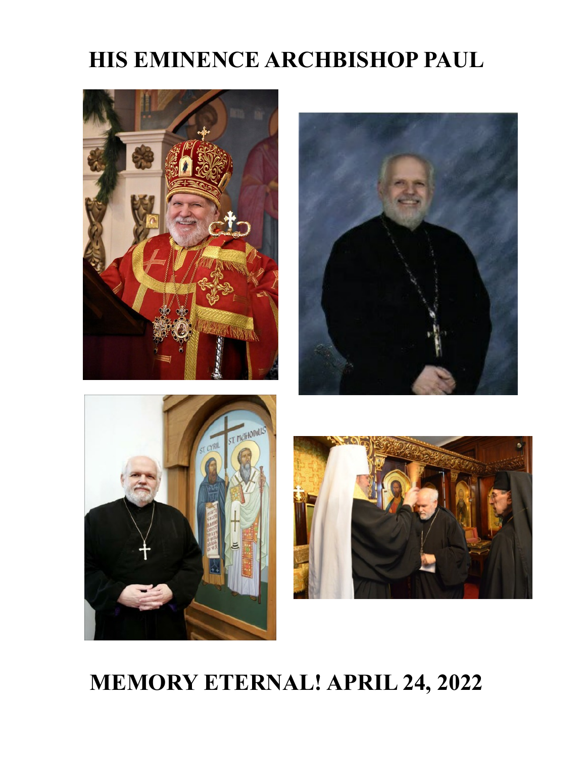# HIS EMINENCE ARCHBISHOP PAUL

# MEMORY ETERNAL! APRIL 24, 2022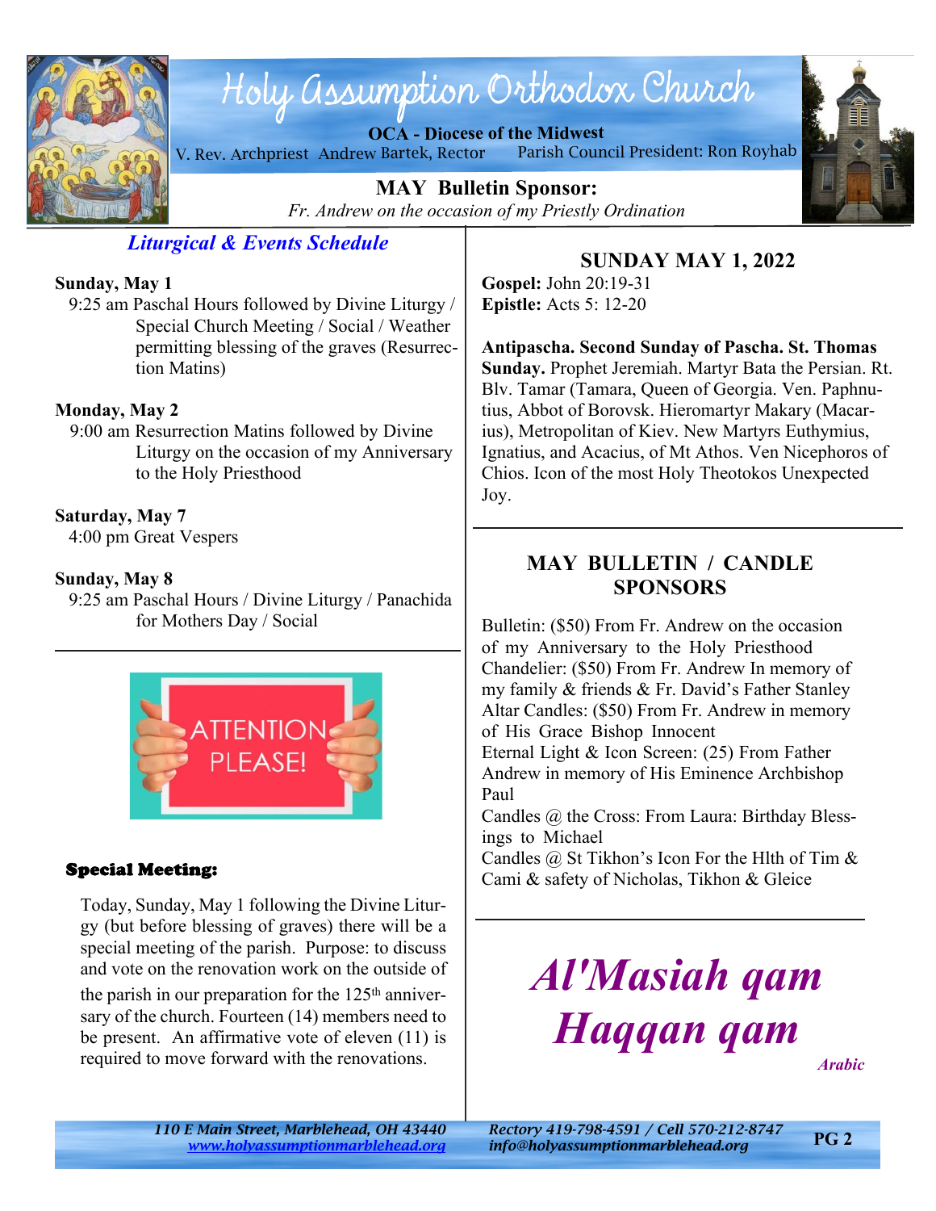# Holy Assumption Orthodox Church

**OCA - Diocese of the Midwest**

V. Rev. Archpriest Andrew Bartek, Rector    Parish Council President: Ron Royhab

**MAY Bulletin Sponsor:**

*Fr. Andrew on the occasion of my Priestly Ordination*

## *Liturgical & Events Schedule*

**Sunday, May 1**

9:25 am Paschal Hours followed by Divine Liturgy / Special Church Meeting / Social / Weather permitting blessing of the graves (Resurrection Matins)

**Monday, May 2**

9:00 am Resurrection Matins followed by Divine Liturgy on the occasion of my Anniversary to the Holy Priesthood

**Saturday, May 7**

4:00 pm Great Vespers

**Sunday, May 8**

9:25 am Paschal Hours / Divine Liturgy / Panachida for Mothers Day / Social

ATTENTION PLEASE!

### Special Meeting:

Today, Sunday, May 1 following the Divine Liturgy (but before blessing of graves) there will be a special meeting of the parish. Purpose: to discuss and vote on the renovation work on the outside of the parish in our preparation for the 125th anniversary of the church. Fourteen (14) members need to be present. An affirmative vote of eleven (11) is required to move forward with the renovations.

## SUNDAY MAY 1, 2022

**Gospel:** John 20:19-31
**Epistle:** Acts 5: 12-20

**Antipascha. Second Sunday of Pascha. St. Thomas Sunday.** Prophet Jeremiah. Martyr Bata the Persian. Rt. Blv. Tamar (Tamara, Queen of Georgia. Ven. Paphnutius, Abbot of Borovsk. Hieromartyr Makary (Macarius), Metropolitan of Kiev. New Martyrs Euthymius, Ignatius, and Acacius, of Mt Athos. Ven Nicephoros of Chios. Icon of the most Holy Theotokos Unexpected Joy.

## MAY BULLETIN / CANDLE SPONSORS

Bulletin: ($50) From Fr. Andrew on the occasion of my Anniversary to the Holy Priesthood
Chandelier: ($50) From Fr. Andrew In memory of my family & friends & Fr. David's Father Stanley
Altar Candles: ($50) From Fr. Andrew in memory of His Grace Bishop Innocent
Eternal Light & Icon Screen: (25) From Father Andrew in memory of His Eminence Archbishop Paul
Candles @ the Cross: From Laura: Birthday Blessings to Michael
Candles @ St Tikhon's Icon For the Hlth of Tim & Cami & safety of Nicholas, Tikhon & Gleice

***Al'Masiah qam Haqqan qam***

*Arabic*

110 E Main Street, Marblehead, OH 43440
www.holyassumptionmarblehead.org
Rectory 419-798-4591 / Cell 570-212-8747
info@holyassumptionmarblehead.org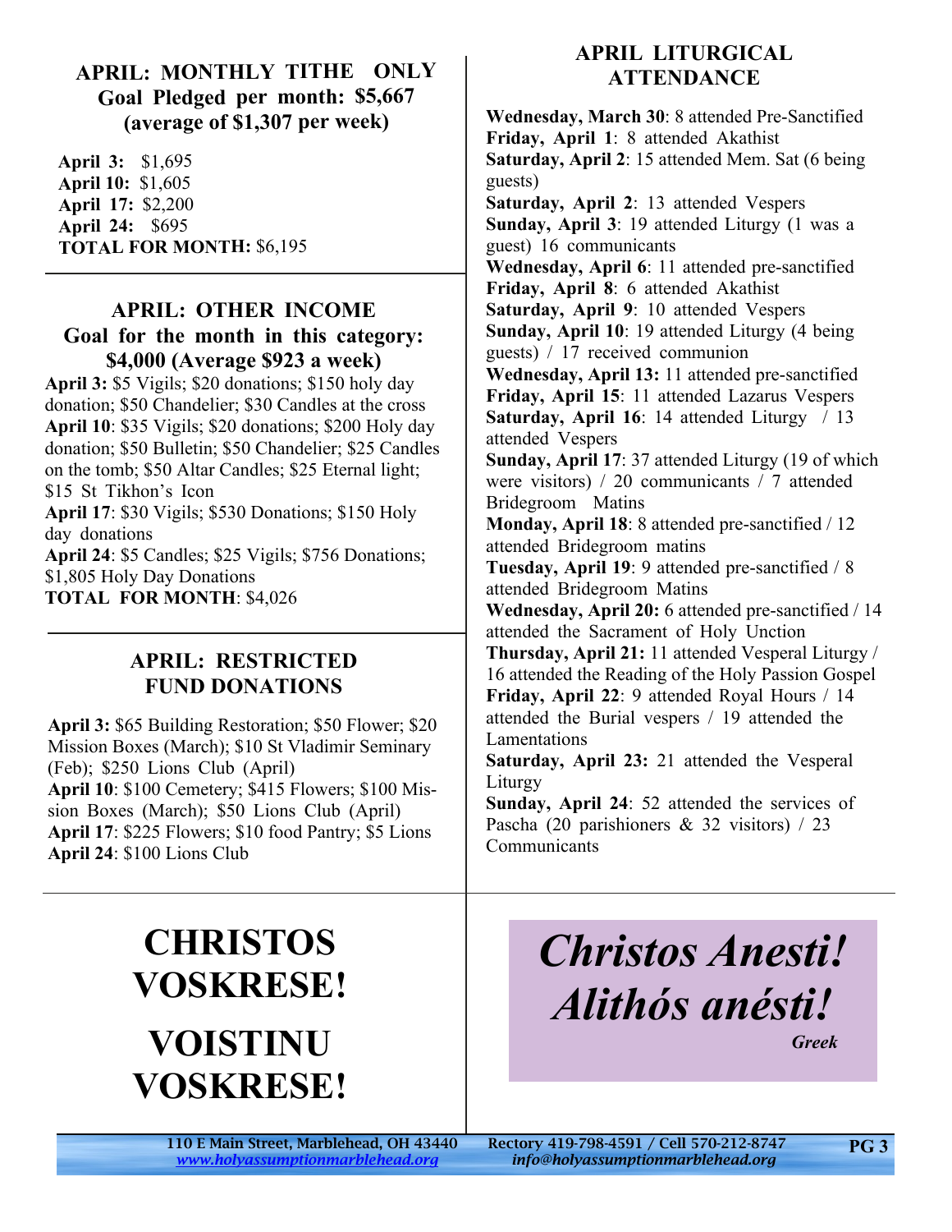## APRIL: MONTHLY TITHE ONLY
**Goal Pledged per month: $5,667 (average of $1,307 per week)**

**April 3:** $1,695
**April 10:** $1,605
**April 17:** $2,200
**April 24:** $695
**TOTAL FOR MONTH:** $6,195

## APRIL: OTHER INCOME
**Goal for the month in this category: $4,000 (Average $923 a week)**

**April 3:** $5 Vigils; $20 donations; $150 holy day donation; $50 Chandelier; $30 Candles at the cross
**April 10**: $35 Vigils; $20 donations; $200 Holy day donation; $50 Bulletin; $50 Chandelier; $25 Candles on the tomb; $50 Altar Candles; $25 Eternal light; $15 St Tikhon's Icon
**April 17**: $30 Vigils; $530 Donations; $150 Holy day donations
**April 24**: $5 Candles; $25 Vigils; $756 Donations; $1,805 Holy Day Donations
**TOTAL FOR MONTH**: $4,026

## APRIL: RESTRICTED FUND DONATIONS

**April 3:** $65 Building Restoration; $50 Flower; $20 Mission Boxes (March); $10 St Vladimir Seminary (Feb); $250 Lions Club (April)
**April 10**: $100 Cemetery; $415 Flowers; $100 Mission Boxes (March); $50 Lions Club (April)
**April 17**: $225 Flowers; $10 food Pantry; $5 Lions
**April 24**: $100 Lions Club

## APRIL LITURGICAL ATTENDANCE

**Wednesday, March 30**: 8 attended Pre-Sanctified
**Friday, April 1**: 8 attended Akathist
**Saturday, April 2**: 15 attended Mem. Sat (6 being guests)
**Saturday, April 2**: 13 attended Vespers
**Sunday, April 3**: 19 attended Liturgy (1 was a guest) 16 communicants
**Wednesday, April 6**: 11 attended pre-sanctified
**Friday, April 8**: 6 attended Akathist
**Saturday, April 9**: 10 attended Vespers
**Sunday, April 10**: 19 attended Liturgy (4 being guests) / 17 received communion
**Wednesday, April 13:** 11 attended pre-sanctified
**Friday, April 15**: 11 attended Lazarus Vespers
**Saturday, April 16**: 14 attended Liturgy / 13 attended Vespers
**Sunday, April 17**: 37 attended Liturgy (19 of which were visitors) / 20 communicants / 7 attended Bridegroom Matins
**Monday, April 18**: 8 attended pre-sanctified / 12 attended Bridegroom matins
**Tuesday, April 19**: 9 attended pre-sanctified / 8 attended Bridegroom Matins
**Wednesday, April 20:** 6 attended pre-sanctified / 14 attended the Sacrament of Holy Unction
**Thursday, April 21:** 11 attended Vesperal Liturgy / 16 attended the Reading of the Holy Passion Gospel
**Friday, April 22**: 9 attended Royal Hours / 14 attended the Burial vespers / 19 attended the Lamentations
**Saturday, April 23:** 21 attended the Vesperal Liturgy
**Sunday, April 24**: 52 attended the services of Pascha (20 parishioners & 32 visitors) / 23 Communicants

# CHRISTOS VOSKRESE!
# VOISTINU VOSKRESE!

***Christos Anesti!***
***Alithós anésti!***
***Greek***

110 E Main Street, Marblehead, OH 43440
www.holyassumptionmarblehead.org
Rectory 419-798-4591 / Cell 570-212-8747
info@holyassumptionmarblehead.org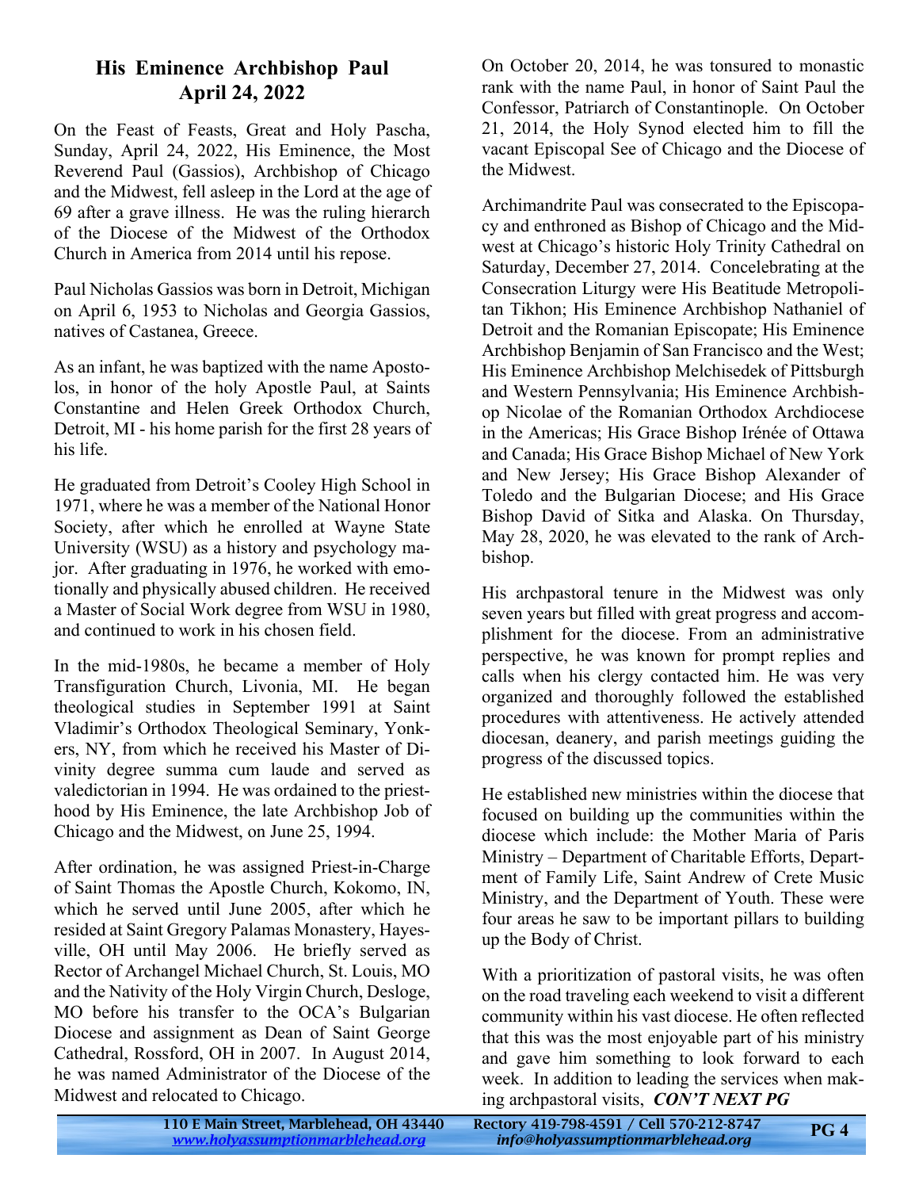## His Eminence Archbishop Paul
## April 24, 2022

On the Feast of Feasts, Great and Holy Pascha, Sunday, April 24, 2022, His Eminence, the Most Reverend Paul (Gassios), Archbishop of Chicago and the Midwest, fell asleep in the Lord at the age of 69 after a grave illness. He was the ruling hierarch of the Diocese of the Midwest of the Orthodox Church in America from 2014 until his repose.

Paul Nicholas Gassios was born in Detroit, Michigan on April 6, 1953 to Nicholas and Georgia Gassios, natives of Castanea, Greece.

As an infant, he was baptized with the name Apostolos, in honor of the holy Apostle Paul, at Saints Constantine and Helen Greek Orthodox Church, Detroit, MI - his home parish for the first 28 years of his life.

He graduated from Detroit's Cooley High School in 1971, where he was a member of the National Honor Society, after which he enrolled at Wayne State University (WSU) as a history and psychology major. After graduating in 1976, he worked with emotionally and physically abused children. He received a Master of Social Work degree from WSU in 1980, and continued to work in his chosen field.

In the mid-1980s, he became a member of Holy Transfiguration Church, Livonia, MI. He began theological studies in September 1991 at Saint Vladimir's Orthodox Theological Seminary, Yonkers, NY, from which he received his Master of Divinity degree summa cum laude and served as valedictorian in 1994. He was ordained to the priesthood by His Eminence, the late Archbishop Job of Chicago and the Midwest, on June 25, 1994.

After ordination, he was assigned Priest-in-Charge of Saint Thomas the Apostle Church, Kokomo, IN, which he served until June 2005, after which he resided at Saint Gregory Palamas Monastery, Hayesville, OH until May 2006. He briefly served as Rector of Archangel Michael Church, St. Louis, MO and the Nativity of the Holy Virgin Church, Desloge, MO before his transfer to the OCA's Bulgarian Diocese and assignment as Dean of Saint George Cathedral, Rossford, OH in 2007. In August 2014, he was named Administrator of the Diocese of the Midwest and relocated to Chicago.

On October 20, 2014, he was tonsured to monastic rank with the name Paul, in honor of Saint Paul the Confessor, Patriarch of Constantinople. On October 21, 2014, the Holy Synod elected him to fill the vacant Episcopal See of Chicago and the Diocese of the Midwest.

Archimandrite Paul was consecrated to the Episcopacy and enthroned as Bishop of Chicago and the Midwest at Chicago's historic Holy Trinity Cathedral on Saturday, December 27, 2014. Concelebrating at the Consecration Liturgy were His Beatitude Metropolitan Tikhon; His Eminence Archbishop Nathaniel of Detroit and the Romanian Episcopate; His Eminence Archbishop Benjamin of San Francisco and the West; His Eminence Archbishop Melchisedek of Pittsburgh and Western Pennsylvania; His Eminence Archbishop Nicolae of the Romanian Orthodox Archdiocese in the Americas; His Grace Bishop Irénée of Ottawa and Canada; His Grace Bishop Michael of New York and New Jersey; His Grace Bishop Alexander of Toledo and the Bulgarian Diocese; and His Grace Bishop David of Sitka and Alaska. On Thursday, May 28, 2020, he was elevated to the rank of Archbishop.

His archpastoral tenure in the Midwest was only seven years but filled with great progress and accomplishment for the diocese. From an administrative perspective, he was known for prompt replies and calls when his clergy contacted him. He was very organized and thoroughly followed the established procedures with attentiveness. He actively attended diocesan, deanery, and parish meetings guiding the progress of the discussed topics.

He established new ministries within the diocese that focused on building up the communities within the diocese which include: the Mother Maria of Paris Ministry – Department of Charitable Efforts, Department of Family Life, Saint Andrew of Crete Music Ministry, and the Department of Youth. These were four areas he saw to be important pillars to building up the Body of Christ.

With a prioritization of pastoral visits, he was often on the road traveling each weekend to visit a different community within his vast diocese. He often reflected that this was the most enjoyable part of his ministry and gave him something to look forward to each week. In addition to leading the services when making archpastoral visits, ***CON'T NEXT PG***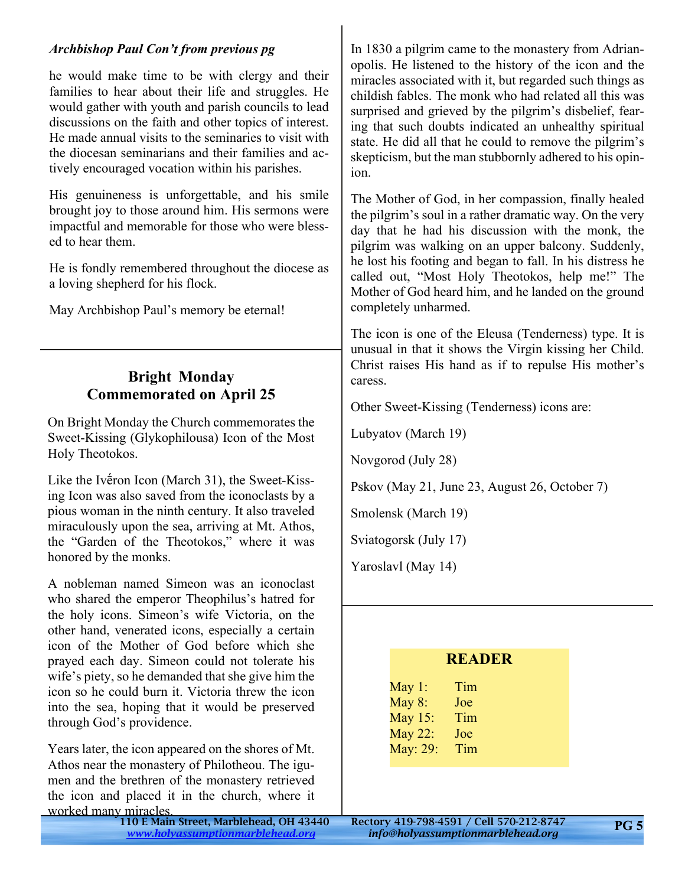*Archbishop Paul Con't from previous pg*

he would make time to be with clergy and their families to hear about their life and struggles. He would gather with youth and parish councils to lead discussions on the faith and other topics of interest. He made annual visits to the seminaries to visit with the diocesan seminarians and their families and actively encouraged vocation within his parishes.

His genuineness is unforgettable, and his smile brought joy to those around him. His sermons were impactful and memorable for those who were blessed to hear them.

He is fondly remembered throughout the diocese as a loving shepherd for his flock.

May Archbishop Paul's memory be eternal!

## Bright Monday Commemorated on April 25

On Bright Monday the Church commemorates the Sweet-Kissing (Glykophilousa) Icon of the Most Holy Theotokos.

Like the Ivḗron Icon (March 31), the Sweet-Kissing Icon was also saved from the iconoclasts by a pious woman in the ninth century. It also traveled miraculously upon the sea, arriving at Mt. Athos, the "Garden of the Theotokos," where it was honored by the monks.

A nobleman named Simeon was an iconoclast who shared the emperor Theophilus's hatred for the holy icons. Simeon's wife Victoria, on the other hand, venerated icons, especially a certain icon of the Mother of God before which she prayed each day. Simeon could not tolerate his wife's piety, so he demanded that she give him the icon so he could burn it. Victoria threw the icon into the sea, hoping that it would be preserved through God's providence.

Years later, the icon appeared on the shores of Mt. Athos near the monastery of Philotheou. The igumen and the brethren of the monastery retrieved the icon and placed it in the church, where it worked many miracles.

In 1830 a pilgrim came to the monastery from Adrianopolis. He listened to the history of the icon and the miracles associated with it, but regarded such things as childish fables. The monk who had related all this was surprised and grieved by the pilgrim's disbelief, fearing that such doubts indicated an unhealthy spiritual state. He did all that he could to remove the pilgrim's skepticism, but the man stubbornly adhered to his opinion.

The Mother of God, in her compassion, finally healed the pilgrim's soul in a rather dramatic way. On the very day that he had his discussion with the monk, the pilgrim was walking on an upper balcony. Suddenly, he lost his footing and began to fall. In his distress he called out, "Most Holy Theotokos, help me!" The Mother of God heard him, and he landed on the ground completely unharmed.

The icon is one of the Eleusa (Tenderness) type. It is unusual in that it shows the Virgin kissing her Child. Christ raises His hand as if to repulse His mother's caress.

Other Sweet-Kissing (Tenderness) icons are:

Lubyatov (March 19)

Novgorod (July 28)

Pskov (May 21, June 23, August 26, October 7)

Smolensk (March 19)

Sviatogorsk (July 17)

Yaroslavl (May 14)

## READER

| | |
|---|---|
| May 1: | Tim |
| May 8: | Joe |
| May 15: | Tim |
| May 22: | Joe |
| May: 29: | Tim |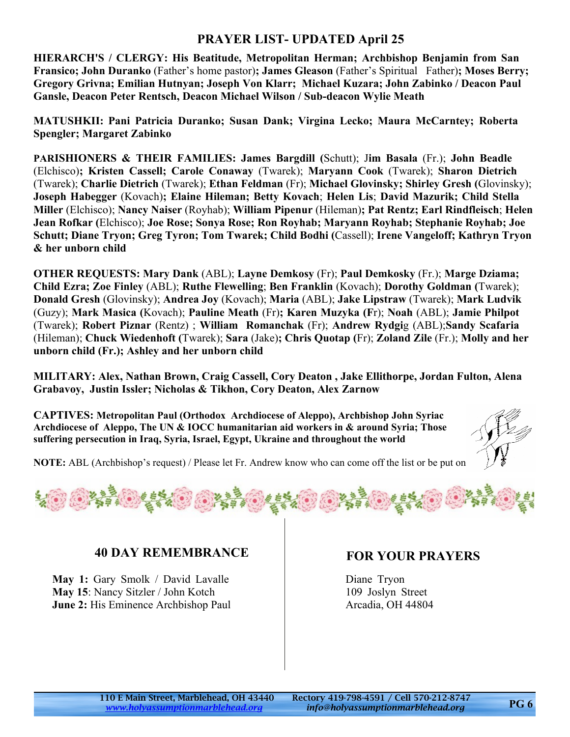## PRAYER LIST- UPDATED April 25

**HIERARCH'S / CLERGY: His Beatitude, Metropolitan Herman; Archbishop Benjamin from San Fransico; John Duranko** (Father's home pastor)**; James Gleason** (Father's Spiritual Father)**; Moses Berry; Gregory Grivna; Emilian Hutnyan; Joseph Von Klarr; Michael Kuzara; John Zabinko / Deacon Paul Gansle, Deacon Peter Rentsch, Deacon Michael Wilson / Sub-deacon Wylie Meath**

**MATUSHKII: Pani Patricia Duranko; Susan Dank; Virgina Lecko; Maura McCarntey; Roberta Spengler; Margaret Zabinko**

**PARISHIONERS & THEIR FAMILIES: James Bargdill (**Schutt); J**im Basala** (Fr.); **John Beadle** (Elchisco)**; Kristen Cassell; Carole Conaway** (Twarek); **Maryann Cook** (Twarek); **Sharon Dietrich** (Twarek); **Charlie Dietrich** (Twarek); **Ethan Feldman** (Fr); **Michael Glovinsky; Shirley Gresh (**Glovinsky); **Joseph Habegger** (Kovach)**; Elaine Hileman; Betty Kovach**; **Helen Lis**; **David Mazurik; Child Stella Miller** (Elchisco); **Nancy Naiser** (Royhab); **William Pipenur** (Hileman)**; Pat Rentz; Earl Rindfleisch**; **Helen Jean Rofkar (**Elchisco); **Joe Rose; Sonya Rose; Ron Royhab; Maryann Royhab; Stephanie Royhab; Joe Schutt; Diane Tryon; Greg Tyron; Tom Twarek; Child Bodhi (**Cassell); **Irene Vangeloff; Kathryn Tryon & her unborn child**

**OTHER REQUESTS: Mary Dank** (ABL); **Layne Demkosy** (Fr); **Paul Demkosky** (Fr.); **Marge Dziama; Child Ezra; Zoe Finley** (ABL); **Ruthe Flewelling**; **Ben Franklin** (Kovach); **Dorothy Goldman (**Twarek); **Donald Gresh** (Glovinsky); **Andrea Joy** (Kovach); **Maria** (ABL); **Jake Lipstraw** (Twarek); **Mark Ludvik** (Guzy); **Mark Masica (**Kovach); **Pauline Meath** (Fr)**; Karen Muzyka (F**r); **Noah** (ABL); **Jamie Philpot** (Twarek); **Robert Piznar** (Rentz) ; **William Romanchak** (Fr); **Andrew Rydgi**g (ABL);**Sandy Scafaria** (Hileman); **Chuck Wiedenhoft (**Twarek); **Sara** (Jake)**; Chris Quotap (**Fr); **Zoland Zile** (Fr.); **Molly and her unborn child (Fr.); Ashley and her unborn child**

**MILITARY: Alex, Nathan Brown, Craig Cassell, Cory Deaton , Jake Ellithorpe, Jordan Fulton, Alena Grabavoy, Justin Issler; Nicholas & Tikhon, Cory Deaton, Alex Zarnow**

**CAPTIVES: Metropolitan Paul (Orthodox Archdiocese of Aleppo), Archbishop John Syriac Archdiocese of Aleppo, The UN & IOCC humanitarian aid workers in & around Syria; Those suffering persecution in Iraq, Syria, Israel, Egypt, Ukraine and throughout the world**

**NOTE:** ABL (Archbishop's request) / Please let Fr. Andrew know who can come off the list or be put on

### 40 DAY REMEMBRANCE

**May 1:** Gary Smolk / David Lavalle
**May 15**: Nancy Sitzler / John Kotch
**June 2:** His Eminence Archbishop Paul

### FOR YOUR PRAYERS

Diane Tryon
109 Joslyn Street
Arcadia, OH 44804

110 E Main Street, Marblehead, OH 43440 — Rectory 419-798-4591 / Cell 570-212-8747
www.holyassumptionmarblehead.org — info@holyassumptionmarblehead.org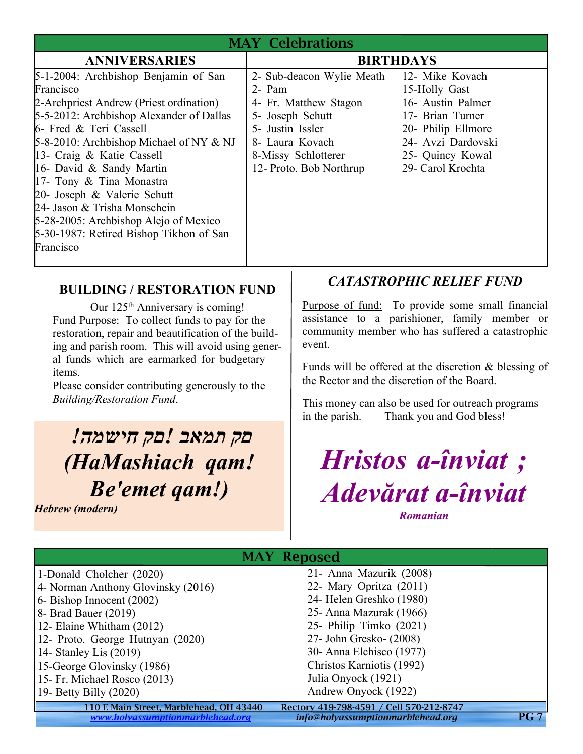# MAY Celebrations

| ANNIVERSARIES | BIRTHDAYS | |
|---|---|---|
| 5-1-2004: Archbishop Benjamin of San Francisco | 2- Sub-deacon Wylie Meath | 12- Mike Kovach |
| 2-Archpriest Andrew (Priest ordination) | 2- Pam | 15-Holly Gast |
| 5-5-2012: Archbishop Alexander of Dallas | 4- Fr. Matthew Stagon | 16- Austin Palmer |
| 6- Fred & Teri Cassell | 5- Joseph Schutt | 17- Brian Turner |
| 5-8-2010: Archbishop Michael of NY & NJ | 5- Justin Issler | 20- Philip Ellmore |
| 13- Craig & Katie Cassell | 8- Laura Kovach | 24- Avzi Dardovski |
| 16- David & Sandy Martin | 8-Missy Schlotterer | 25- Quincy Kowal |
| 17- Tony & Tina Monastra | 12- Proto. Bob Northrup | 29- Carol Krochta |
| 20- Joseph & Valerie Schutt | | |
| 24- Jason & Trisha Monschein | | |
| 5-28-2005: Archbishop Alejo of Mexico | | |
| 5-30-1987: Retired Bishop Tikhon of San Francisco | | |

## BUILDING / RESTORATION FUND

Our 125th Anniversary is coming!

Fund Purpose: To collect funds to pay for the restoration, repair and beautification of the building and parish room. This will avoid using general funds which are earmarked for budgetary items.

Please consider contributing generously to the *Building/Restoration Fund*.

***!המשיח קם! באמת קם***
***(HaMashiach qam! Be'emet qam!)***

***Hebrew (modern)***

## *CATASTROPHIC RELIEF FUND*

Purpose of fund: To provide some small financial assistance to a parishioner, family member or community member who has suffered a catastrophic event.

Funds will be offered at the discretion & blessing of the Rector and the discretion of the Board.

This money can also be used for outreach programs in the parish. Thank you and God bless!

***Hristos a-înviat ; Adevărat a-înviat***

***Romanian***

# MAY Reposed

| | |
|---|---|
| 1-Donald Cholcher (2020) | 21- Anna Mazurik (2008) |
| 4- Norman Anthony Glovinsky (2016) | 22- Mary Opritza (2011) |
| 6- Bishop Innocent (2002) | 24- Helen Greshko (1980) |
| 8- Brad Bauer (2019) | 25- Anna Mazurak (1966) |
| 12- Elaine Whitham (2012) | 25- Philip Timko (2021) |
| 12- Proto. George Hutnyan (2020) | 27- John Gresko- (2008) |
| 14- Stanley Lis (2019) | 30- Anna Elchisco (1977) |
| 15-George Glovinsky (1986) | Christos Karniotis (1992) |
| 15- Fr. Michael Rosco (2013) | Julia Onyock (1921) |
| 19- Betty Billy (2020) | Andrew Onyock (1922) |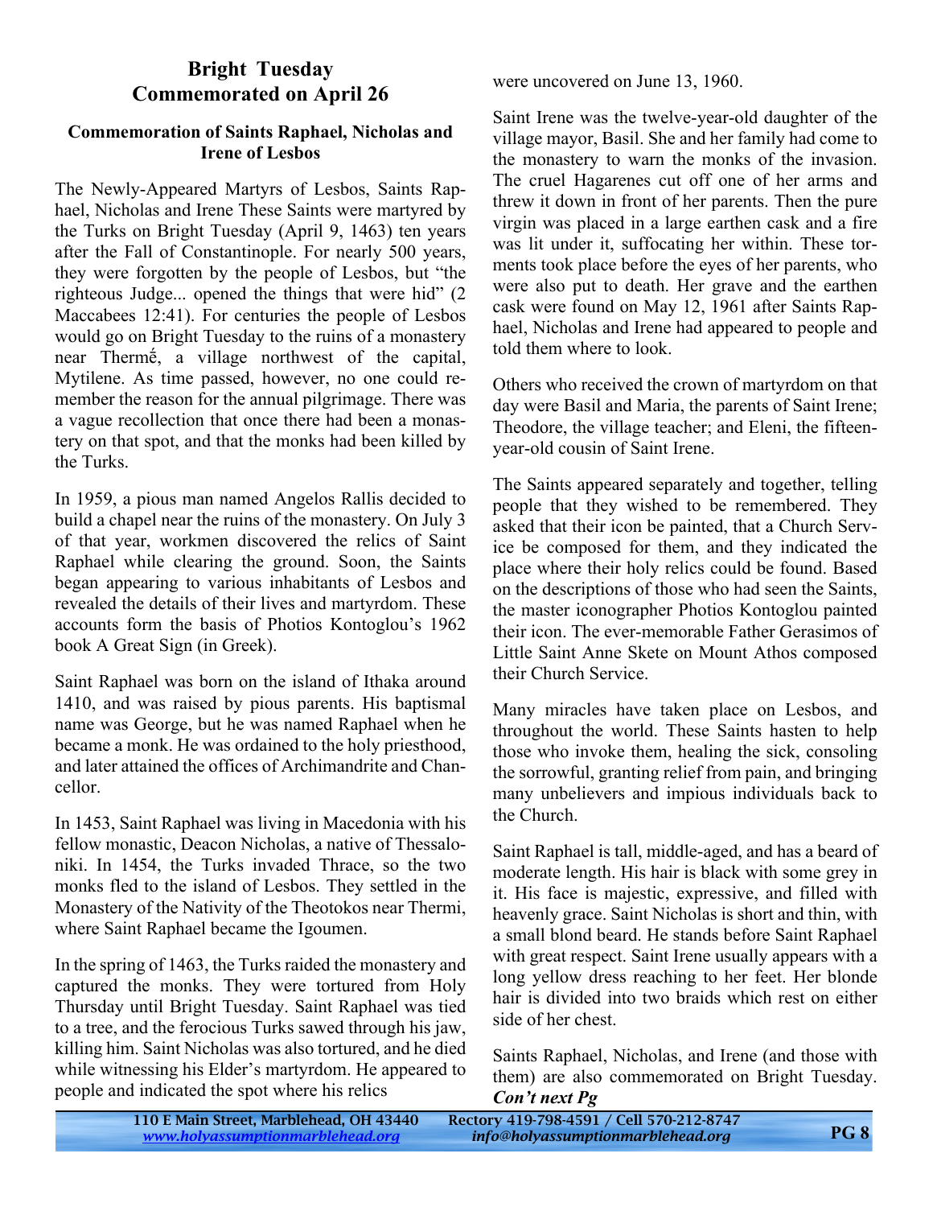## Bright Tuesday
## Commemorated on April 26

### Commemoration of Saints Raphael, Nicholas and Irene of Lesbos

The Newly-Appeared Martyrs of Lesbos, Saints Raphael, Nicholas and Irene These Saints were martyred by the Turks on Bright Tuesday (April 9, 1463) ten years after the Fall of Constantinople. For nearly 500 years, they were forgotten by the people of Lesbos, but "the righteous Judge... opened the things that were hid" (2 Maccabees 12:41). For centuries the people of Lesbos would go on Bright Tuesday to the ruins of a monastery near Thermế, a village northwest of the capital, Mytilene. As time passed, however, no one could remember the reason for the annual pilgrimage. There was a vague recollection that once there had been a monastery on that spot, and that the monks had been killed by the Turks.

In 1959, a pious man named Angelos Rallis decided to build a chapel near the ruins of the monastery. On July 3 of that year, workmen discovered the relics of Saint Raphael while clearing the ground. Soon, the Saints began appearing to various inhabitants of Lesbos and revealed the details of their lives and martyrdom. These accounts form the basis of Photios Kontoglou's 1962 book A Great Sign (in Greek).

Saint Raphael was born on the island of Ithaka around 1410, and was raised by pious parents. His baptismal name was George, but he was named Raphael when he became a monk. He was ordained to the holy priesthood, and later attained the offices of Archimandrite and Chancellor.

In 1453, Saint Raphael was living in Macedonia with his fellow monastic, Deacon Nicholas, a native of Thessaloniki. In 1454, the Turks invaded Thrace, so the two monks fled to the island of Lesbos. They settled in the Monastery of the Nativity of the Theotokos near Thermi, where Saint Raphael became the Igoumen.

In the spring of 1463, the Turks raided the monastery and captured the monks. They were tortured from Holy Thursday until Bright Tuesday. Saint Raphael was tied to a tree, and the ferocious Turks sawed through his jaw, killing him. Saint Nicholas was also tortured, and he died while witnessing his Elder's martyrdom. He appeared to people and indicated the spot where his relics were uncovered on June 13, 1960.

Saint Irene was the twelve-year-old daughter of the village mayor, Basil. She and her family had come to the monastery to warn the monks of the invasion. The cruel Hagarenes cut off one of her arms and threw it down in front of her parents. Then the pure virgin was placed in a large earthen cask and a fire was lit under it, suffocating her within. These torments took place before the eyes of her parents, who were also put to death. Her grave and the earthen cask were found on May 12, 1961 after Saints Raphael, Nicholas and Irene had appeared to people and told them where to look.

Others who received the crown of martyrdom on that day were Basil and Maria, the parents of Saint Irene; Theodore, the village teacher; and Eleni, the fifteen-year-old cousin of Saint Irene.

The Saints appeared separately and together, telling people that they wished to be remembered. They asked that their icon be painted, that a Church Service be composed for them, and they indicated the place where their holy relics could be found. Based on the descriptions of those who had seen the Saints, the master iconographer Photios Kontoglou painted their icon. The ever-memorable Father Gerasimos of Little Saint Anne Skete on Mount Athos composed their Church Service.

Many miracles have taken place on Lesbos, and throughout the world. These Saints hasten to help those who invoke them, healing the sick, consoling the sorrowful, granting relief from pain, and bringing many unbelievers and impious individuals back to the Church.

Saint Raphael is tall, middle-aged, and has a beard of moderate length. His hair is black with some grey in it. His face is majestic, expressive, and filled with heavenly grace. Saint Nicholas is short and thin, with a small blond beard. He stands before Saint Raphael with great respect. Saint Irene usually appears with a long yellow dress reaching to her feet. Her blonde hair is divided into two braids which rest on either side of her chest.

Saints Raphael, Nicholas, and Irene (and those with them) are also commemorated on Bright Tuesday. ***Con't next Pg***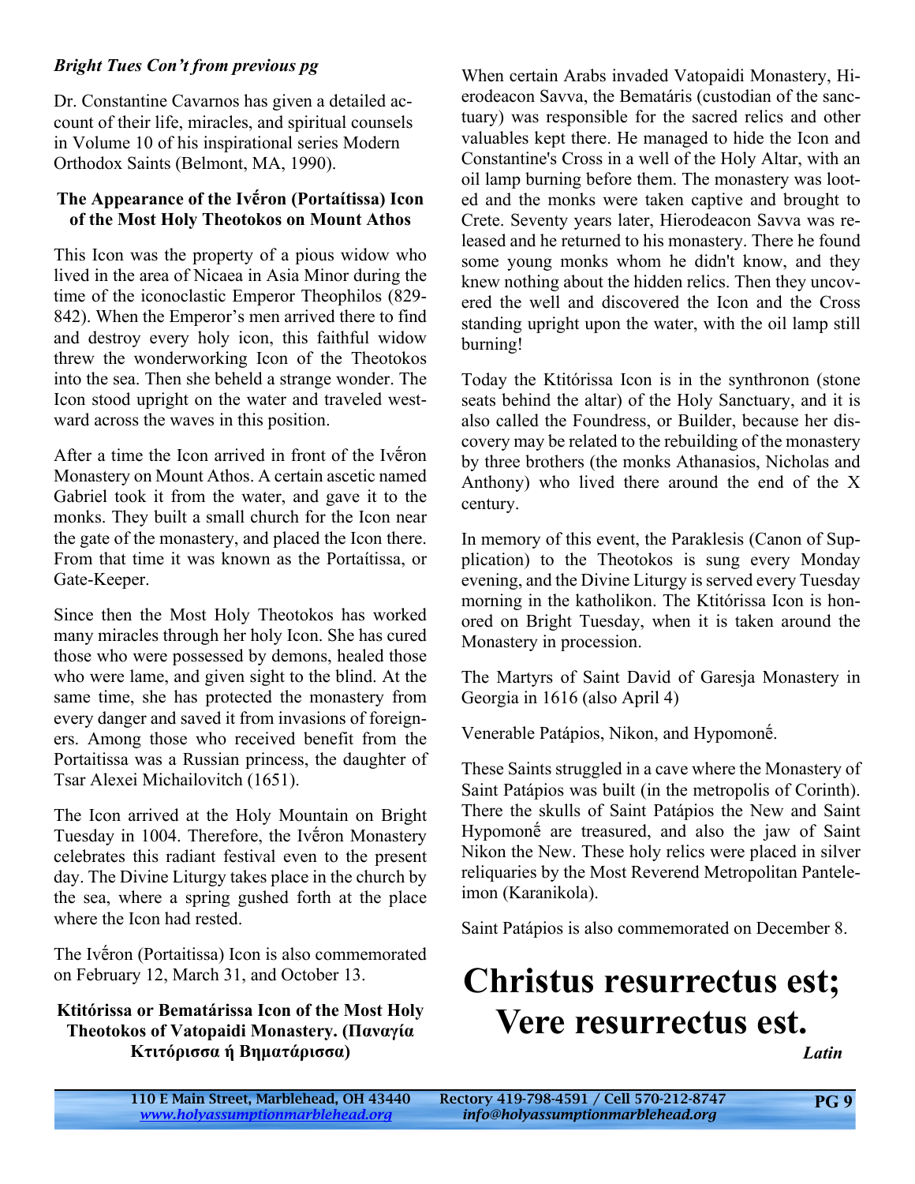***Bright Tues Con't from previous pg***

Dr. Constantine Cavarnos has given a detailed account of their life, miracles, and spiritual counsels in Volume 10 of his inspirational series Modern Orthodox Saints (Belmont, MA, 1990).

**The Appearance of the Ivḗron (Portaítissa) Icon of the Most Holy Theotokos on Mount Athos**

This Icon was the property of a pious widow who lived in the area of Nicaea in Asia Minor during the time of the iconoclastic Emperor Theophilos (829-842). When the Emperor's men arrived there to find and destroy every holy icon, this faithful widow threw the wonderworking Icon of the Theotokos into the sea. Then she beheld a strange wonder. The Icon stood upright on the water and traveled westward across the waves in this position.

After a time the Icon arrived in front of the Ivḗron Monastery on Mount Athos. A certain ascetic named Gabriel took it from the water, and gave it to the monks. They built a small church for the Icon near the gate of the monastery, and placed the Icon there. From that time it was known as the Portaítissa, or Gate-Keeper.

Since then the Most Holy Theotokos has worked many miracles through her holy Icon. She has cured those who were possessed by demons, healed those who were lame, and given sight to the blind. At the same time, she has protected the monastery from every danger and saved it from invasions of foreigners. Among those who received benefit from the Portaitissa was a Russian princess, the daughter of Tsar Alexei Michailovitch (1651).

The Icon arrived at the Holy Mountain on Bright Tuesday in 1004. Therefore, the Ivḗron Monastery celebrates this radiant festival even to the present day. The Divine Liturgy takes place in the church by the sea, where a spring gushed forth at the place where the Icon had rested.

The Ivḗron (Portaitissa) Icon is also commemorated on February 12, March 31, and October 13.

**Ktitórissa or Bematárissa Icon of the Most Holy Theotokos of Vatopaidi Monastery. (Παναγία Κτιτόρισσα ή Βηματάρισσα)**

When certain Arabs invaded Vatopaidi Monastery, Hierodeacon Savva, the Bematáris (custodian of the sanctuary) was responsible for the sacred relics and other valuables kept there. He managed to hide the Icon and Constantine's Cross in a well of the Holy Altar, with an oil lamp burning before them. The monastery was looted and the monks were taken captive and brought to Crete. Seventy years later, Hierodeacon Savva was released and he returned to his monastery. There he found some young monks whom he didn't know, and they knew nothing about the hidden relics. Then they uncovered the well and discovered the Icon and the Cross standing upright upon the water, with the oil lamp still burning!

Today the Ktitórissa Icon is in the synthronon (stone seats behind the altar) of the Holy Sanctuary, and it is also called the Foundress, or Builder, because her discovery may be related to the rebuilding of the monastery by three brothers (the monks Athanasios, Nicholas and Anthony) who lived there around the end of the X century.

In memory of this event, the Paraklesis (Canon of Supplication) to the Theotokos is sung every Monday evening, and the Divine Liturgy is served every Tuesday morning in the katholikon. The Ktitórissa Icon is honored on Bright Tuesday, when it is taken around the Monastery in procession.

The Martyrs of Saint David of Garesja Monastery in Georgia in 1616 (also April 4)

Venerable Patápios, Nikon, and Hypomonḗ.

These Saints struggled in a cave where the Monastery of Saint Patápios was built (in the metropolis of Corinth). There the skulls of Saint Patápios the New and Saint Hypomonḗ are treasured, and also the jaw of Saint Nikon the New. These holy relics were placed in silver reliquaries by the Most Reverend Metropolitan Panteleimon (Karanikola).

Saint Patápios is also commemorated on December 8.

# Christus resurrectus est; Vere resurrectus est.

***Latin***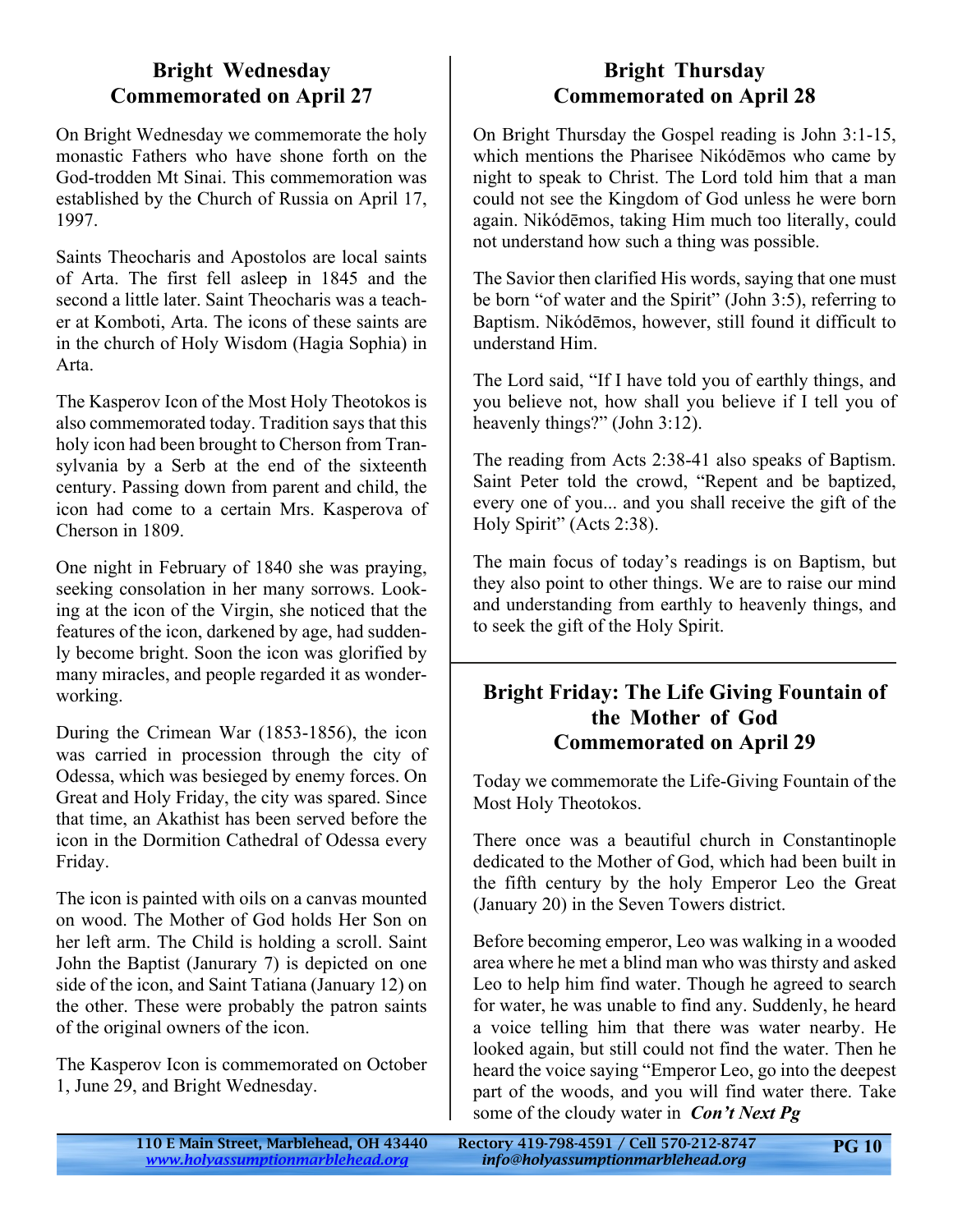## Bright Wednesday
## Commemorated on April 27

On Bright Wednesday we commemorate the holy monastic Fathers who have shone forth on the God-trodden Mt Sinai. This commemoration was established by the Church of Russia on April 17, 1997.

Saints Theocharis and Apostolos are local saints of Arta. The first fell asleep in 1845 and the second a little later. Saint Theocharis was a teacher at Komboti, Arta. The icons of these saints are in the church of Holy Wisdom (Hagia Sophia) in Arta.

The Kasperov Icon of the Most Holy Theotokos is also commemorated today. Tradition says that this holy icon had been brought to Cherson from Transylvania by a Serb at the end of the sixteenth century. Passing down from parent and child, the icon had come to a certain Mrs. Kasperova of Cherson in 1809.

One night in February of 1840 she was praying, seeking consolation in her many sorrows. Looking at the icon of the Virgin, she noticed that the features of the icon, darkened by age, had suddenly become bright. Soon the icon was glorified by many miracles, and people regarded it as wonderworking.

During the Crimean War (1853-1856), the icon was carried in procession through the city of Odessa, which was besieged by enemy forces. On Great and Holy Friday, the city was spared. Since that time, an Akathist has been served before the icon in the Dormition Cathedral of Odessa every Friday.

The icon is painted with oils on a canvas mounted on wood. The Mother of God holds Her Son on her left arm. The Child is holding a scroll. Saint John the Baptist (Janurary 7) is depicted on one side of the icon, and Saint Tatiana (January 12) on the other. These were probably the patron saints of the original owners of the icon.

The Kasperov Icon is commemorated on October 1, June 29, and Bright Wednesday.

## Bright Thursday
## Commemorated on April 28

On Bright Thursday the Gospel reading is John 3:1-15, which mentions the Pharisee Nikódēmos who came by night to speak to Christ. The Lord told him that a man could not see the Kingdom of God unless he were born again. Nikódēmos, taking Him much too literally, could not understand how such a thing was possible.

The Savior then clarified His words, saying that one must be born "of water and the Spirit" (John 3:5), referring to Baptism. Nikódēmos, however, still found it difficult to understand Him.

The Lord said, "If I have told you of earthly things, and you believe not, how shall you believe if I tell you of heavenly things?" (John 3:12).

The reading from Acts 2:38-41 also speaks of Baptism. Saint Peter told the crowd, "Repent and be baptized, every one of you... and you shall receive the gift of the Holy Spirit" (Acts 2:38).

The main focus of today's readings is on Baptism, but they also point to other things. We are to raise our mind and understanding from earthly to heavenly things, and to seek the gift of the Holy Spirit.

## Bright Friday: The Life Giving Fountain of the Mother of God
## Commemorated on April 29

Today we commemorate the Life-Giving Fountain of the Most Holy Theotokos.

There once was a beautiful church in Constantinople dedicated to the Mother of God, which had been built in the fifth century by the holy Emperor Leo the Great (January 20) in the Seven Towers district.

Before becoming emperor, Leo was walking in a wooded area where he met a blind man who was thirsty and asked Leo to help him find water. Though he agreed to search for water, he was unable to find any. Suddenly, he heard a voice telling him that there was water nearby. He looked again, but still could not find the water. Then he heard the voice saying "Emperor Leo, go into the deepest part of the woods, and you will find water there. Take some of the cloudy water in ***Con't Next Pg***